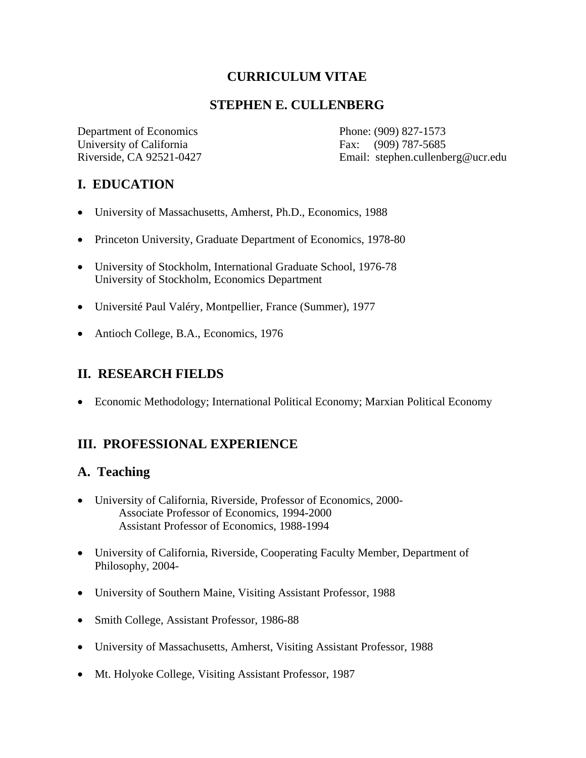# CURRICULUM VITAE

## STEPHEN E. CULLENBERG

Department of Economics
University of California
Riverside, CA 92521-0427

Phone: (909) 827-1573
Fax: (909) 787-5685
Email: stephen.cullenberg@ucr.edu

## I. EDUCATION

- University of Massachusetts, Amherst, Ph.D., Economics, 1988
- Princeton University, Graduate Department of Economics, 1978-80
- University of Stockholm, International Graduate School, 1976-78
  University of Stockholm, Economics Department
- Université Paul Valéry, Montpellier, France (Summer), 1977
- Antioch College, B.A., Economics, 1976

## II. RESEARCH FIELDS

- Economic Methodology; International Political Economy; Marxian Political Economy

## III. PROFESSIONAL EXPERIENCE

### A. Teaching

- University of California, Riverside, Professor of Economics, 2000-
  Associate Professor of Economics, 1994-2000
  Assistant Professor of Economics, 1988-1994
- University of California, Riverside, Cooperating Faculty Member, Department of Philosophy, 2004-
- University of Southern Maine, Visiting Assistant Professor, 1988
- Smith College, Assistant Professor, 1986-88
- University of Massachusetts, Amherst, Visiting Assistant Professor, 1988
- Mt. Holyoke College, Visiting Assistant Professor, 1987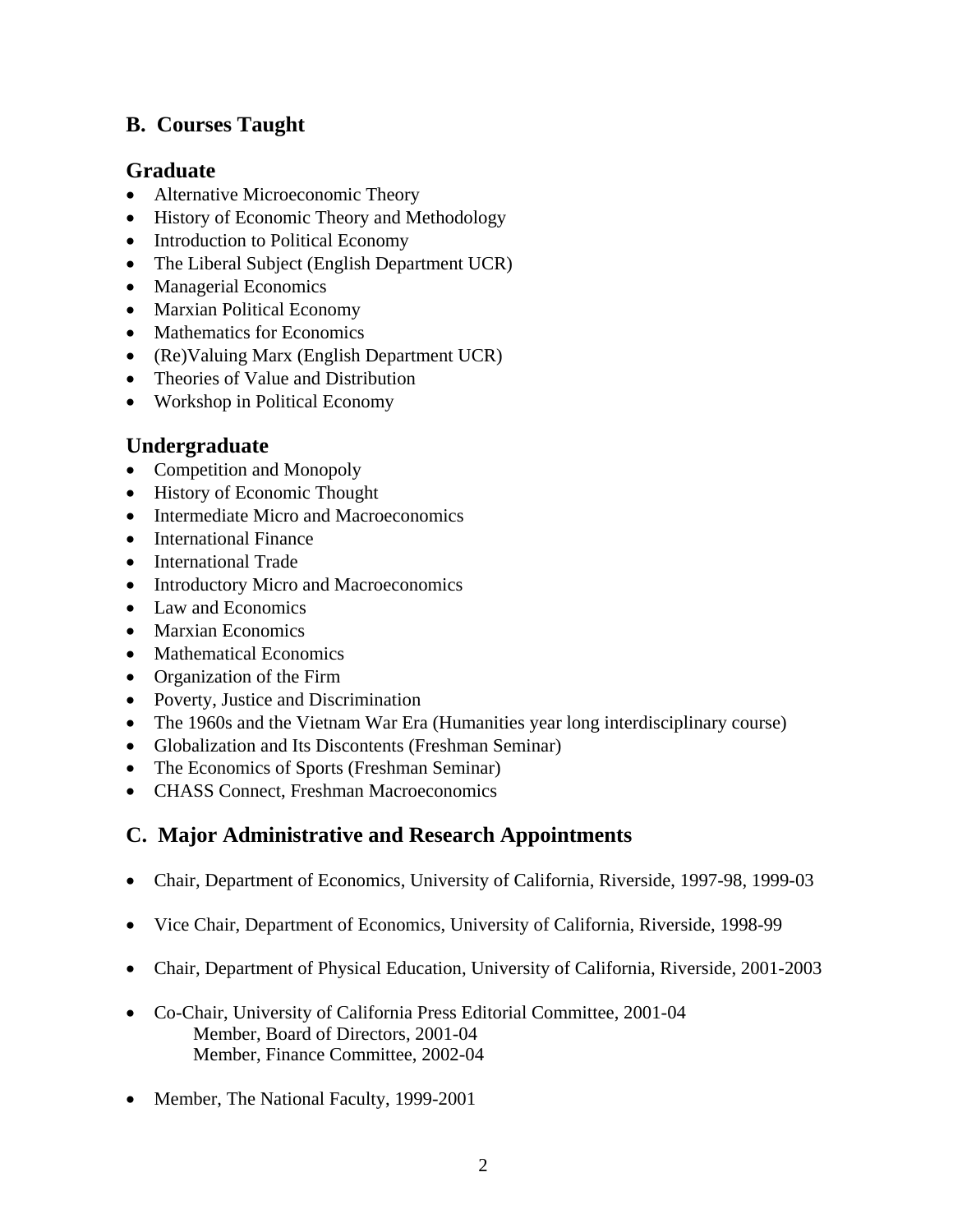## B. Courses Taught

### Graduate

- Alternative Microeconomic Theory
- History of Economic Theory and Methodology
- Introduction to Political Economy
- The Liberal Subject (English Department UCR)
- Managerial Economics
- Marxian Political Economy
- Mathematics for Economics
- (Re)Valuing Marx (English Department UCR)
- Theories of Value and Distribution
- Workshop in Political Economy

### Undergraduate

- Competition and Monopoly
- History of Economic Thought
- Intermediate Micro and Macroeconomics
- International Finance
- International Trade
- Introductory Micro and Macroeconomics
- Law and Economics
- Marxian Economics
- Mathematical Economics
- Organization of the Firm
- Poverty, Justice and Discrimination
- The 1960s and the Vietnam War Era (Humanities year long interdisciplinary course)
- Globalization and Its Discontents (Freshman Seminar)
- The Economics of Sports (Freshman Seminar)
- CHASS Connect, Freshman Macroeconomics

## C. Major Administrative and Research Appointments

- Chair, Department of Economics, University of California, Riverside, 1997-98, 1999-03

- Vice Chair, Department of Economics, University of California, Riverside, 1998-99

- Chair, Department of Physical Education, University of California, Riverside, 2001-2003

- Co-Chair, University of California Press Editorial Committee, 2001-04
  - Member, Board of Directors, 2001-04
  - Member, Finance Committee, 2002-04

- Member, The National Faculty, 1999-2001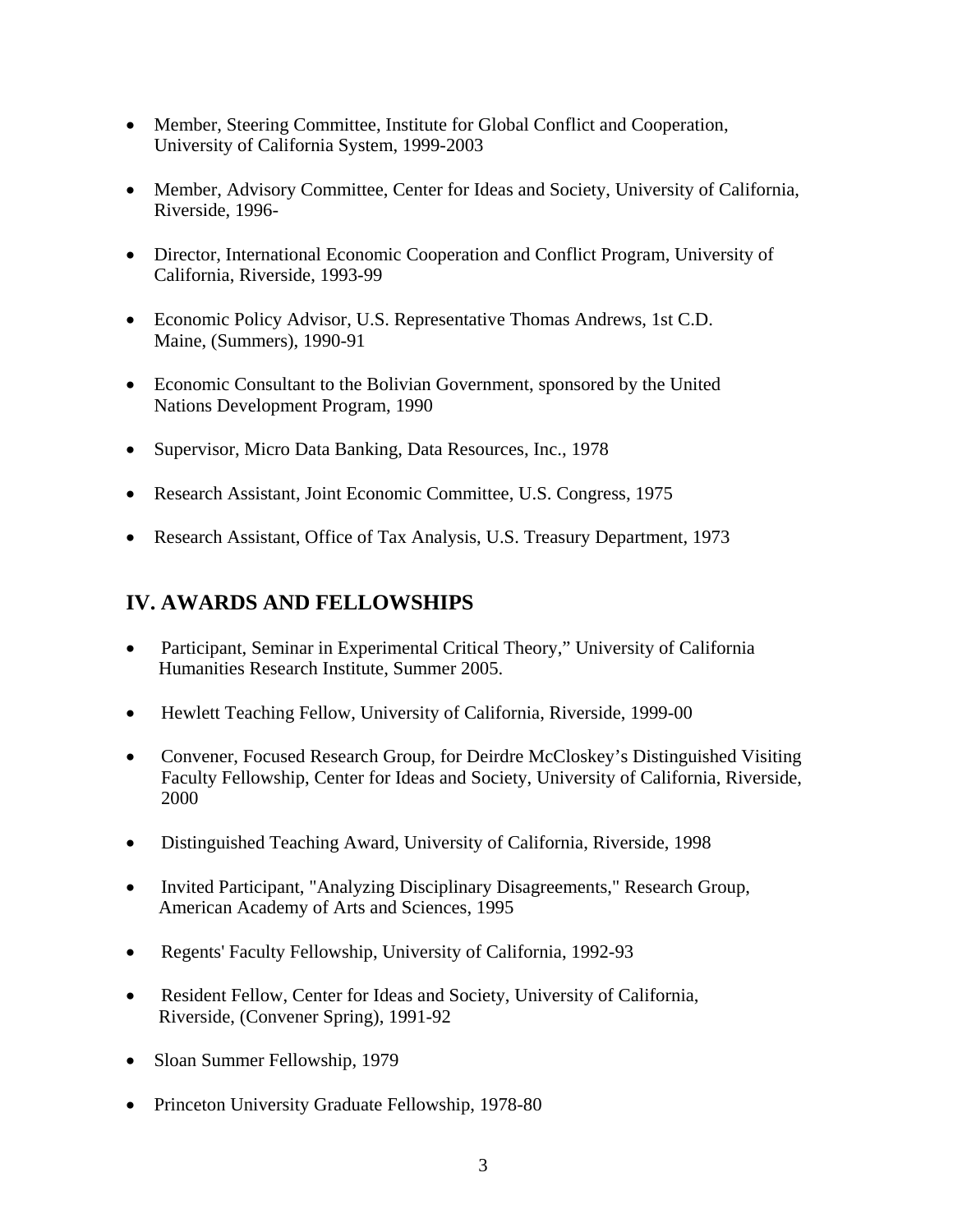- Member, Steering Committee, Institute for Global Conflict and Cooperation, University of California System, 1999-2003

- Member, Advisory Committee, Center for Ideas and Society, University of California, Riverside, 1996-

- Director, International Economic Cooperation and Conflict Program, University of California, Riverside, 1993-99

- Economic Policy Advisor, U.S. Representative Thomas Andrews, 1st C.D. Maine, (Summers), 1990-91

- Economic Consultant to the Bolivian Government, sponsored by the United Nations Development Program, 1990

- Supervisor, Micro Data Banking, Data Resources, Inc., 1978

- Research Assistant, Joint Economic Committee, U.S. Congress, 1975

- Research Assistant, Office of Tax Analysis, U.S. Treasury Department, 1973

## IV. AWARDS AND FELLOWSHIPS

- Participant, Seminar in Experimental Critical Theory," University of California Humanities Research Institute, Summer 2005.

- Hewlett Teaching Fellow, University of California, Riverside, 1999-00

- Convener, Focused Research Group, for Deirdre McCloskey's Distinguished Visiting Faculty Fellowship, Center for Ideas and Society, University of California, Riverside, 2000

- Distinguished Teaching Award, University of California, Riverside, 1998

- Invited Participant, "Analyzing Disciplinary Disagreements," Research Group, American Academy of Arts and Sciences, 1995

- Regents' Faculty Fellowship, University of California, 1992-93

- Resident Fellow, Center for Ideas and Society, University of California, Riverside, (Convener Spring), 1991-92

- Sloan Summer Fellowship, 1979

- Princeton University Graduate Fellowship, 1978-80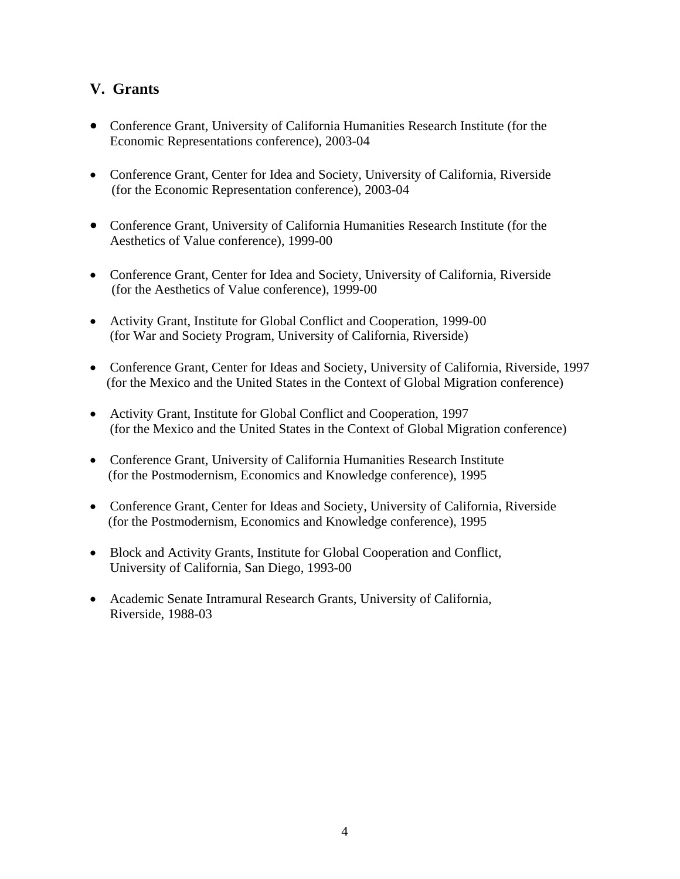## V. Grants

- Conference Grant, University of California Humanities Research Institute (for the Economic Representations conference), 2003-04

- Conference Grant, Center for Idea and Society, University of California, Riverside (for the Economic Representation conference), 2003-04

- Conference Grant, University of California Humanities Research Institute (for the Aesthetics of Value conference), 1999-00

- Conference Grant, Center for Idea and Society, University of California, Riverside (for the Aesthetics of Value conference), 1999-00

- Activity Grant, Institute for Global Conflict and Cooperation, 1999-00 (for War and Society Program, University of California, Riverside)

- Conference Grant, Center for Ideas and Society, University of California, Riverside, 1997 (for the Mexico and the United States in the Context of Global Migration conference)

- Activity Grant, Institute for Global Conflict and Cooperation, 1997 (for the Mexico and the United States in the Context of Global Migration conference)

- Conference Grant, University of California Humanities Research Institute (for the Postmodernism, Economics and Knowledge conference), 1995

- Conference Grant, Center for Ideas and Society, University of California, Riverside (for the Postmodernism, Economics and Knowledge conference), 1995

- Block and Activity Grants, Institute for Global Cooperation and Conflict, University of California, San Diego, 1993-00

- Academic Senate Intramural Research Grants, University of California, Riverside, 1988-03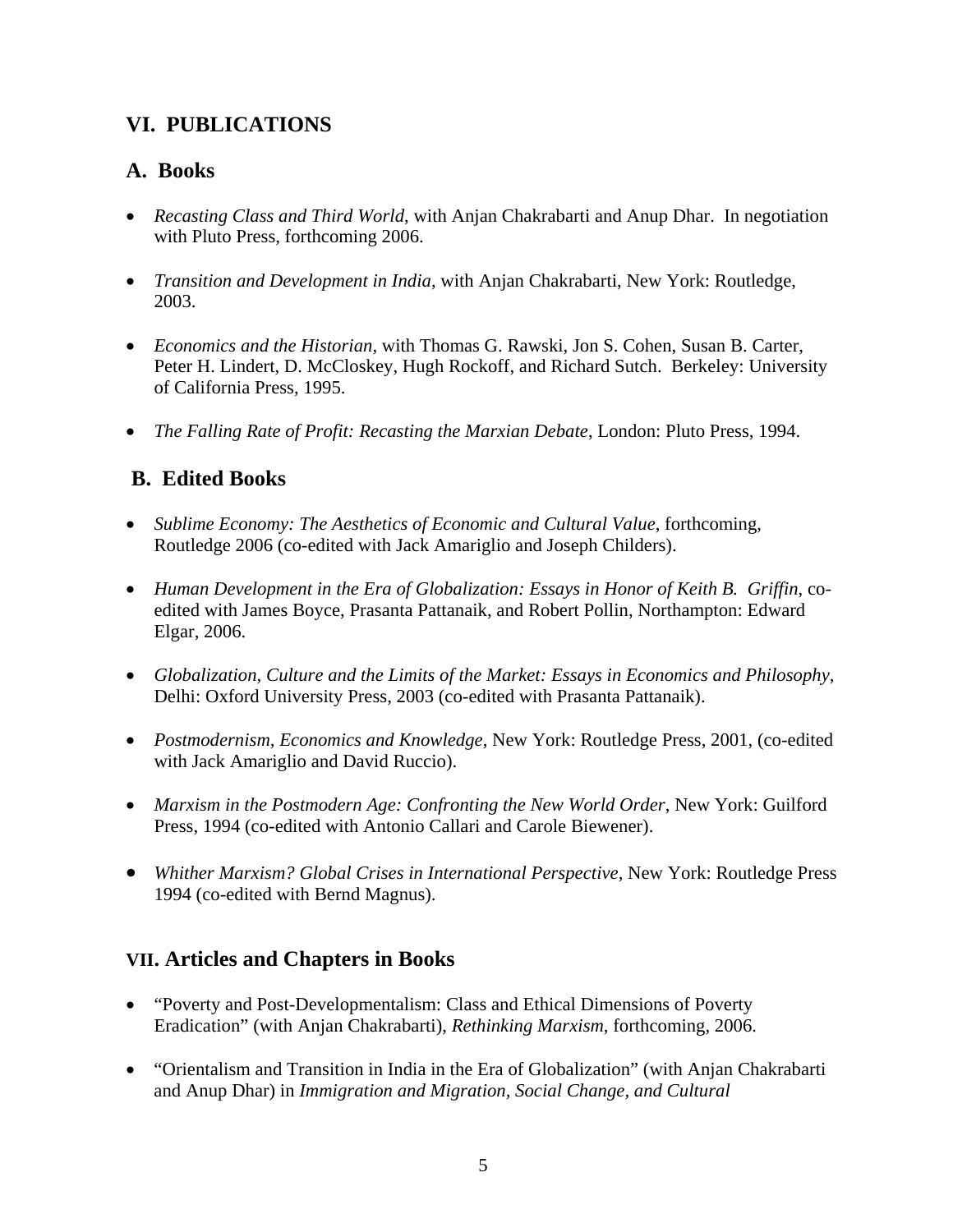## VI. PUBLICATIONS

### A. Books

- *Recasting Class and Third World*, with Anjan Chakrabarti and Anup Dhar. In negotiation with Pluto Press, forthcoming 2006.
- *Transition and Development in India*, with Anjan Chakrabarti, New York: Routledge, 2003.
- *Economics and the Historian*, with Thomas G. Rawski, Jon S. Cohen, Susan B. Carter, Peter H. Lindert, D. McCloskey, Hugh Rockoff, and Richard Sutch. Berkeley: University of California Press, 1995.
- *The Falling Rate of Profit: Recasting the Marxian Debate*, London: Pluto Press, 1994.

### B. Edited Books

- *Sublime Economy: The Aesthetics of Economic and Cultural Value*, forthcoming, Routledge 2006 (co-edited with Jack Amariglio and Joseph Childers).
- *Human Development in the Era of Globalization: Essays in Honor of Keith B. Griffin*, co-edited with James Boyce, Prasanta Pattanaik, and Robert Pollin, Northampton: Edward Elgar, 2006.
- *Globalization, Culture and the Limits of the Market: Essays in Economics and Philosophy*, Delhi: Oxford University Press, 2003 (co-edited with Prasanta Pattanaik).
- *Postmodernism, Economics and Knowledge*, New York: Routledge Press, 2001, (co-edited with Jack Amariglio and David Ruccio).
- *Marxism in the Postmodern Age: Confronting the New World Order*, New York: Guilford Press, 1994 (co-edited with Antonio Callari and Carole Biewener).
- *Whither Marxism? Global Crises in International Perspective*, New York: Routledge Press 1994 (co-edited with Bernd Magnus).

## VII. Articles and Chapters in Books

- "Poverty and Post-Developmentalism: Class and Ethical Dimensions of Poverty Eradication" (with Anjan Chakrabarti), *Rethinking Marxism*, forthcoming, 2006.
- "Orientalism and Transition in India in the Era of Globalization" (with Anjan Chakrabarti and Anup Dhar) in *Immigration and Migration, Social Change, and Cultural*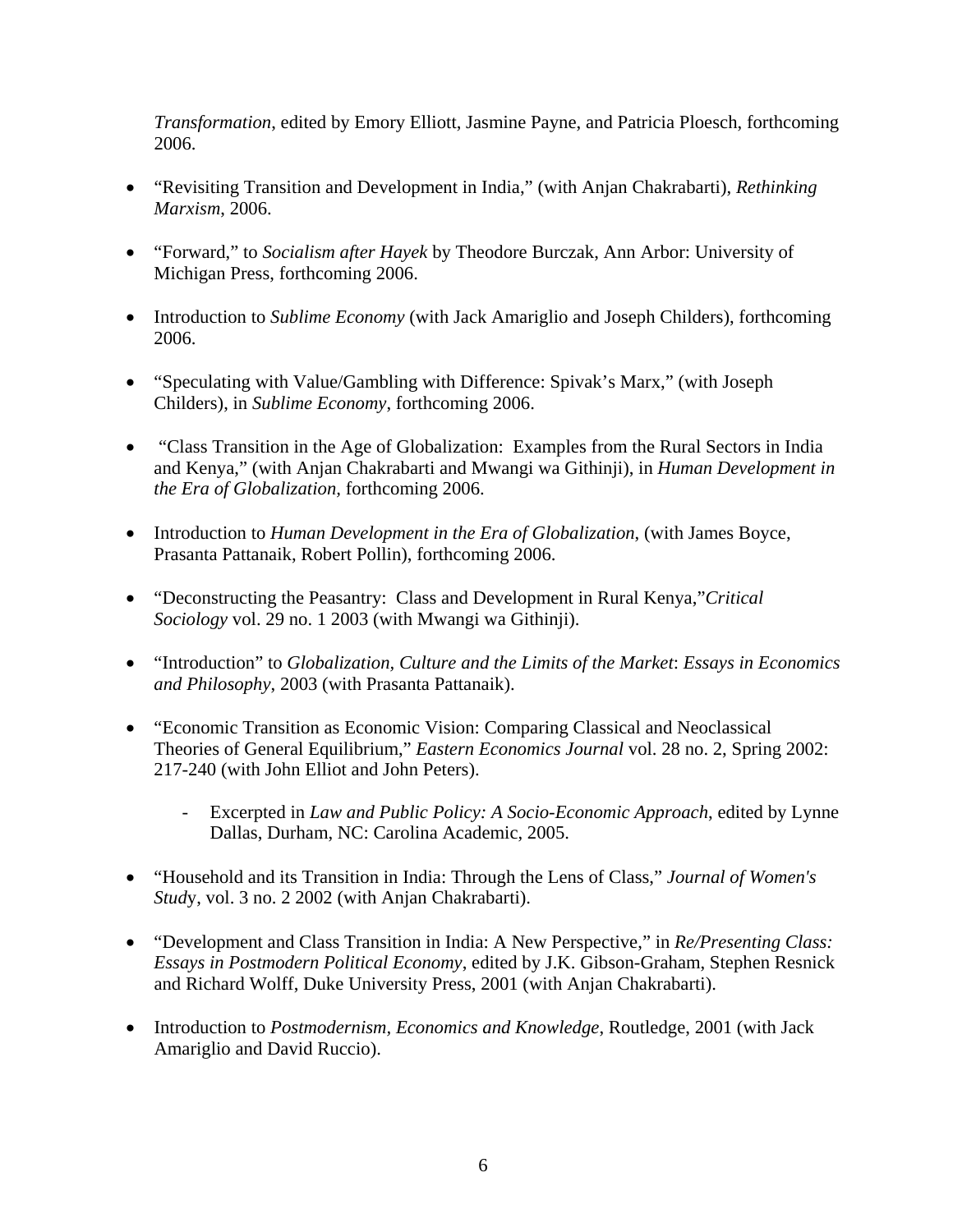*Transformation*, edited by Emory Elliott, Jasmine Payne, and Patricia Ploesch, forthcoming 2006.

- "Revisiting Transition and Development in India," (with Anjan Chakrabarti), *Rethinking Marxism*, 2006.

- "Forward," to *Socialism after Hayek* by Theodore Burczak, Ann Arbor: University of Michigan Press, forthcoming 2006.

- Introduction to *Sublime Economy* (with Jack Amariglio and Joseph Childers), forthcoming 2006.

- "Speculating with Value/Gambling with Difference: Spivak's Marx," (with Joseph Childers), in *Sublime Economy*, forthcoming 2006.

- "Class Transition in the Age of Globalization: Examples from the Rural Sectors in India and Kenya," (with Anjan Chakrabarti and Mwangi wa Githinji), in *Human Development in the Era of Globalization,* forthcoming 2006.

- Introduction to *Human Development in the Era of Globalization*, (with James Boyce, Prasanta Pattanaik, Robert Pollin), forthcoming 2006.

- "Deconstructing the Peasantry: Class and Development in Rural Kenya,"*Critical Sociology* vol. 29 no. 1 2003 (with Mwangi wa Githinji).

- "Introduction" to *Globalization, Culture and the Limits of the Market*: *Essays in Economics and Philosophy*, 2003 (with Prasanta Pattanaik).

- "Economic Transition as Economic Vision: Comparing Classical and Neoclassical Theories of General Equilibrium," *Eastern Economics Journal* vol. 28 no. 2, Spring 2002: 217-240 (with John Elliot and John Peters).
    - Excerpted in *Law and Public Policy: A Socio-Economic Approach*, edited by Lynne Dallas, Durham, NC: Carolina Academic, 2005.

- "Household and its Transition in India: Through the Lens of Class," *Journal of Women's Study*, vol. 3 no. 2 2002 (with Anjan Chakrabarti).

- "Development and Class Transition in India: A New Perspective," in *Re/Presenting Class: Essays in Postmodern Political Economy*, edited by J.K. Gibson-Graham, Stephen Resnick and Richard Wolff, Duke University Press, 2001 (with Anjan Chakrabarti).

- Introduction to *Postmodernism, Economics and Knowledge*, Routledge, 2001 (with Jack Amariglio and David Ruccio).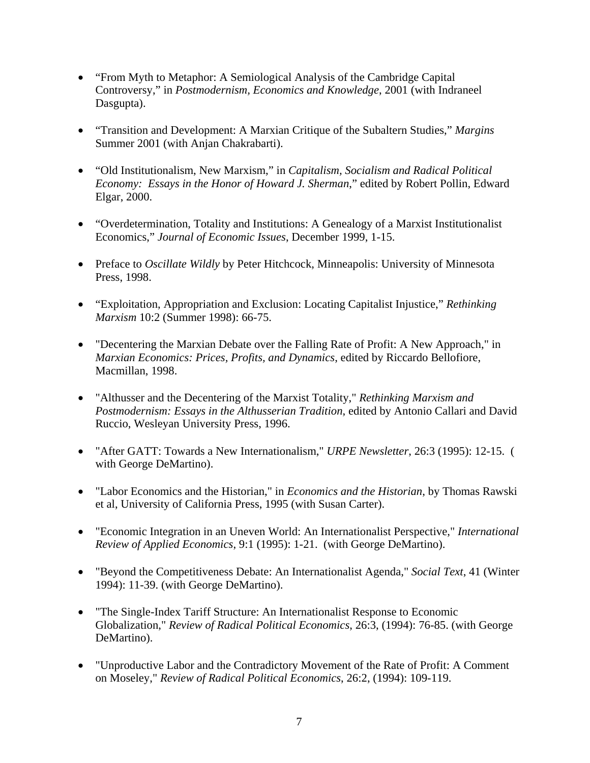- “From Myth to Metaphor: A Semiological Analysis of the Cambridge Capital Controversy,” in *Postmodernism, Economics and Knowledge*, 2001 (with Indraneel Dasgupta).

- “Transition and Development: A Marxian Critique of the Subaltern Studies,” *Margins* Summer 2001 (with Anjan Chakrabarti).

- “Old Institutionalism, New Marxism,” in *Capitalism, Socialism and Radical Political Economy: Essays in the Honor of Howard J. Sherman*,” edited by Robert Pollin, Edward Elgar, 2000.

- “Overdetermination, Totality and Institutions: A Genealogy of a Marxist Institutionalist Economics,” *Journal of Economic Issues*, December 1999, 1-15.

- Preface to *Oscillate Wildly* by Peter Hitchcock, Minneapolis: University of Minnesota Press, 1998.

- “Exploitation, Appropriation and Exclusion: Locating Capitalist Injustice,” *Rethinking Marxism* 10:2 (Summer 1998): 66-75.

- "Decentering the Marxian Debate over the Falling Rate of Profit: A New Approach," in *Marxian Economics: Prices, Profits, and Dynamics*, edited by Riccardo Bellofiore, Macmillan, 1998.

- "Althusser and the Decentering of the Marxist Totality," *Rethinking Marxism and Postmodernism: Essays in the Althusserian Tradition*, edited by Antonio Callari and David Ruccio, Wesleyan University Press, 1996.

- "After GATT: Towards a New Internationalism," *URPE Newsletter*, 26:3 (1995): 12-15. ( with George DeMartino).

- "Labor Economics and the Historian," in *Economics and the Historian*, by Thomas Rawski et al, University of California Press, 1995 (with Susan Carter).

- "Economic Integration in an Uneven World: An Internationalist Perspective," *International Review of Applied Economics*, 9:1 (1995): 1-21. (with George DeMartino).

- "Beyond the Competitiveness Debate: An Internationalist Agenda," *Social Text*, 41 (Winter 1994): 11-39. (with George DeMartino).

- "The Single-Index Tariff Structure: An Internationalist Response to Economic Globalization," *Review of Radical Political Economics*, 26:3, (1994): 76-85. (with George DeMartino).

- "Unproductive Labor and the Contradictory Movement of the Rate of Profit: A Comment on Moseley," *Review of Radical Political Economics*, 26:2, (1994): 109-119.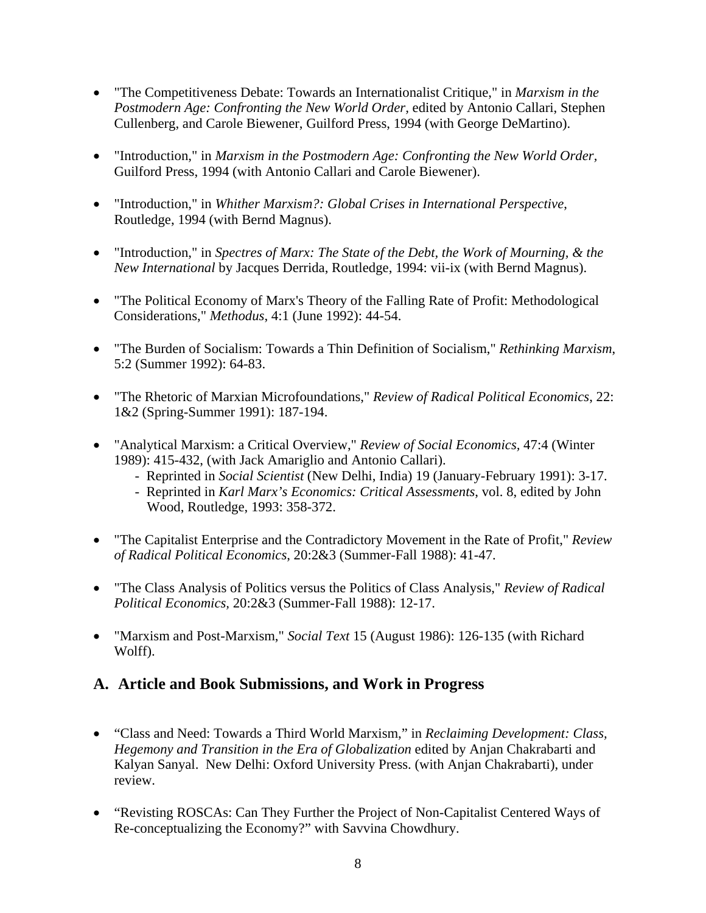- "The Competitiveness Debate: Towards an Internationalist Critique," in *Marxism in the Postmodern Age: Confronting the New World Order*, edited by Antonio Callari, Stephen Cullenberg, and Carole Biewener, Guilford Press, 1994 (with George DeMartino).

- "Introduction," in *Marxism in the Postmodern Age: Confronting the New World Order*, Guilford Press, 1994 (with Antonio Callari and Carole Biewener).

- "Introduction," in *Whither Marxism?: Global Crises in International Perspective*, Routledge, 1994 (with Bernd Magnus).

- "Introduction," in *Spectres of Marx: The State of the Debt, the Work of Mourning, & the New International* by Jacques Derrida, Routledge, 1994: vii-ix (with Bernd Magnus).

- "The Political Economy of Marx's Theory of the Falling Rate of Profit: Methodological Considerations," *Methodus*, 4:1 (June 1992): 44-54.

- "The Burden of Socialism: Towards a Thin Definition of Socialism," *Rethinking Marxism*, 5:2 (Summer 1992): 64-83.

- "The Rhetoric of Marxian Microfoundations," *Review of Radical Political Economics*, 22: 1&2 (Spring-Summer 1991): 187-194.

- "Analytical Marxism: a Critical Overview," *Review of Social Economics*, 47:4 (Winter 1989): 415-432, (with Jack Amariglio and Antonio Callari).
  - Reprinted in *Social Scientist* (New Delhi, India) 19 (January-February 1991): 3-17.
  - Reprinted in *Karl Marx's Economics: Critical Assessments*, vol. 8, edited by John Wood, Routledge, 1993: 358-372.

- "The Capitalist Enterprise and the Contradictory Movement in the Rate of Profit," *Review of Radical Political Economics*, 20:2&3 (Summer-Fall 1988): 41-47.

- "The Class Analysis of Politics versus the Politics of Class Analysis," *Review of Radical Political Economics*, 20:2&3 (Summer-Fall 1988): 12-17.

- "Marxism and Post-Marxism," *Social Text* 15 (August 1986): 126-135 (with Richard Wolff).

## A. Article and Book Submissions, and Work in Progress

- "Class and Need: Towards a Third World Marxism," in *Reclaiming Development: Class, Hegemony and Transition in the Era of Globalization* edited by Anjan Chakrabarti and Kalyan Sanyal. New Delhi: Oxford University Press. (with Anjan Chakrabarti), under review.

- "Revisting ROSCAs: Can They Further the Project of Non-Capitalist Centered Ways of Re-conceptualizing the Economy?" with Savvina Chowdhury.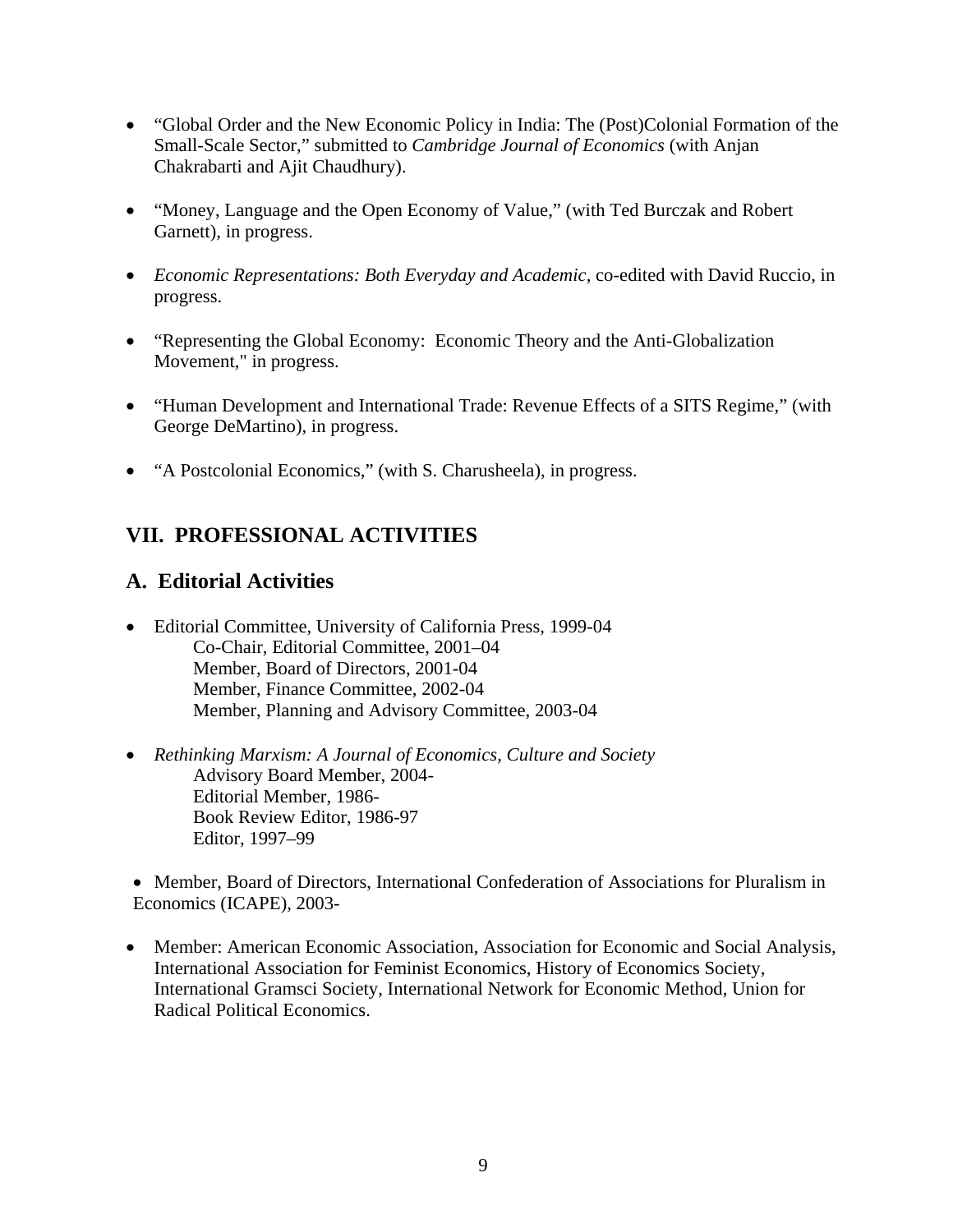- "Global Order and the New Economic Policy in India: The (Post)Colonial Formation of the Small-Scale Sector," submitted to *Cambridge Journal of Economics* (with Anjan Chakrabarti and Ajit Chaudhury).

- "Money, Language and the Open Economy of Value," (with Ted Burczak and Robert Garnett), in progress.

- *Economic Representations: Both Everyday and Academic*, co-edited with David Ruccio, in progress.

- "Representing the Global Economy: Economic Theory and the Anti-Globalization Movement," in progress.

- "Human Development and International Trade: Revenue Effects of a SITS Regime," (with George DeMartino), in progress.

- "A Postcolonial Economics," (with S. Charusheela), in progress.

## VII. PROFESSIONAL ACTIVITIES

### A. Editorial Activities

- Editorial Committee, University of California Press, 1999-04
  - Co-Chair, Editorial Committee, 2001–04
  - Member, Board of Directors, 2001-04
  - Member, Finance Committee, 2002-04
  - Member, Planning and Advisory Committee, 2003-04

- *Rethinking Marxism: A Journal of Economics, Culture and Society*
  - Advisory Board Member, 2004-
  - Editorial Member, 1986-
  - Book Review Editor, 1986-97
  - Editor, 1997–99

- Member, Board of Directors, International Confederation of Associations for Pluralism in Economics (ICAPE), 2003-

- Member: American Economic Association, Association for Economic and Social Analysis, International Association for Feminist Economics, History of Economics Society, International Gramsci Society, International Network for Economic Method, Union for Radical Political Economics.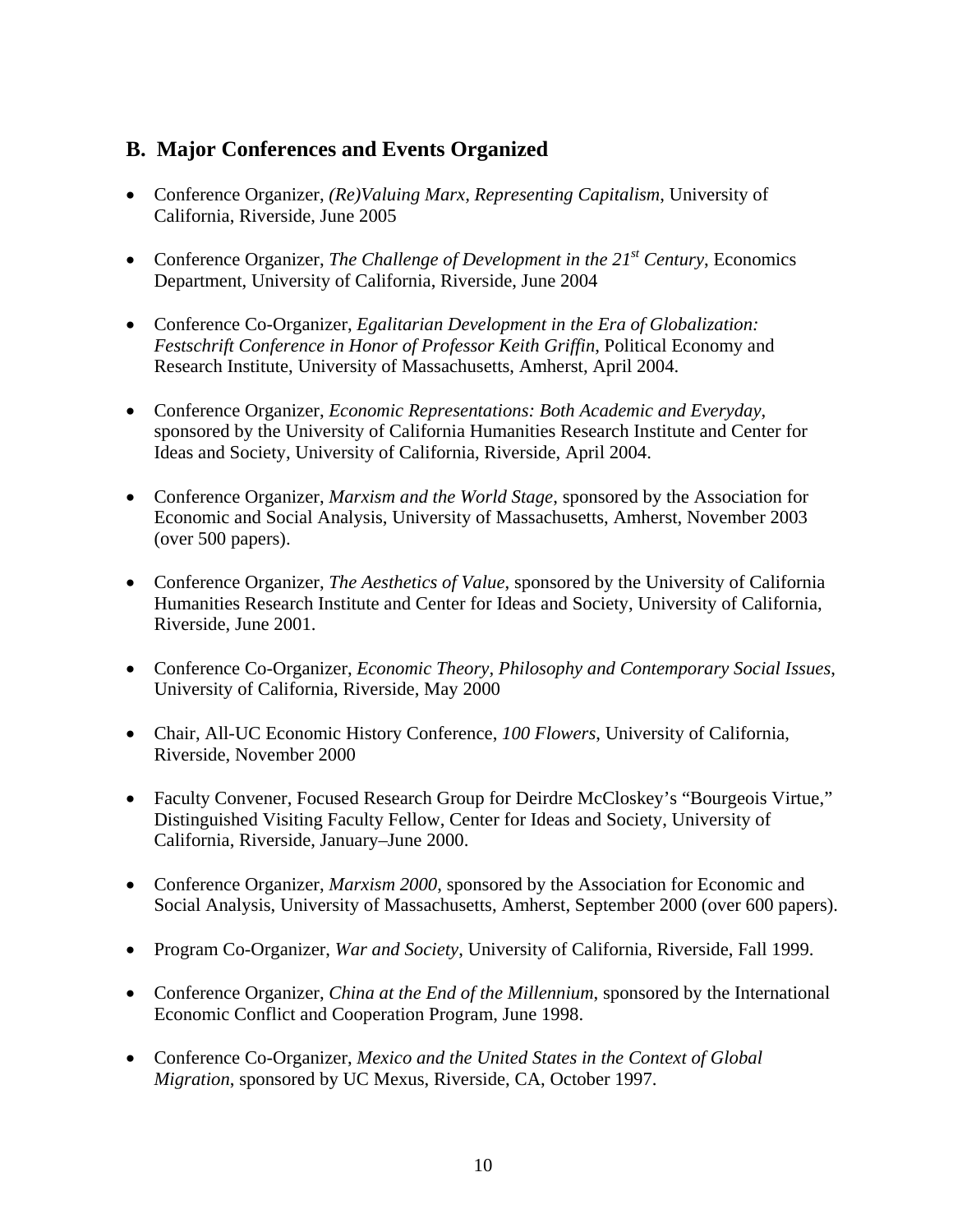## B. Major Conferences and Events Organized

- Conference Organizer, *(Re)Valuing Marx, Representing Capitalism*, University of California, Riverside, June 2005

- Conference Organizer, *The Challenge of Development in the 21st Century*, Economics Department, University of California, Riverside, June 2004

- Conference Co-Organizer, *Egalitarian Development in the Era of Globalization: Festschrift Conference in Honor of Professor Keith Griffin*, Political Economy and Research Institute, University of Massachusetts, Amherst, April 2004.

- Conference Organizer, *Economic Representations: Both Academic and Everyday*, sponsored by the University of California Humanities Research Institute and Center for Ideas and Society, University of California, Riverside, April 2004.

- Conference Organizer, *Marxism and the World Stage*, sponsored by the Association for Economic and Social Analysis, University of Massachusetts, Amherst, November 2003 (over 500 papers).

- Conference Organizer, *The Aesthetics of Value*, sponsored by the University of California Humanities Research Institute and Center for Ideas and Society, University of California, Riverside, June 2001.

- Conference Co-Organizer, *Economic Theory, Philosophy and Contemporary Social Issues*, University of California, Riverside, May 2000

- Chair, All-UC Economic History Conference, *100 Flowers*, University of California, Riverside, November 2000

- Faculty Convener, Focused Research Group for Deirdre McCloskey's "Bourgeois Virtue," Distinguished Visiting Faculty Fellow, Center for Ideas and Society, University of California, Riverside, January–June 2000.

- Conference Organizer, *Marxism 2000*, sponsored by the Association for Economic and Social Analysis, University of Massachusetts, Amherst, September 2000 (over 600 papers).

- Program Co-Organizer, *War and Society*, University of California, Riverside, Fall 1999.

- Conference Organizer, *China at the End of the Millennium*, sponsored by the International Economic Conflict and Cooperation Program, June 1998.

- Conference Co-Organizer, *Mexico and the United States in the Context of Global Migration*, sponsored by UC Mexus, Riverside, CA, October 1997.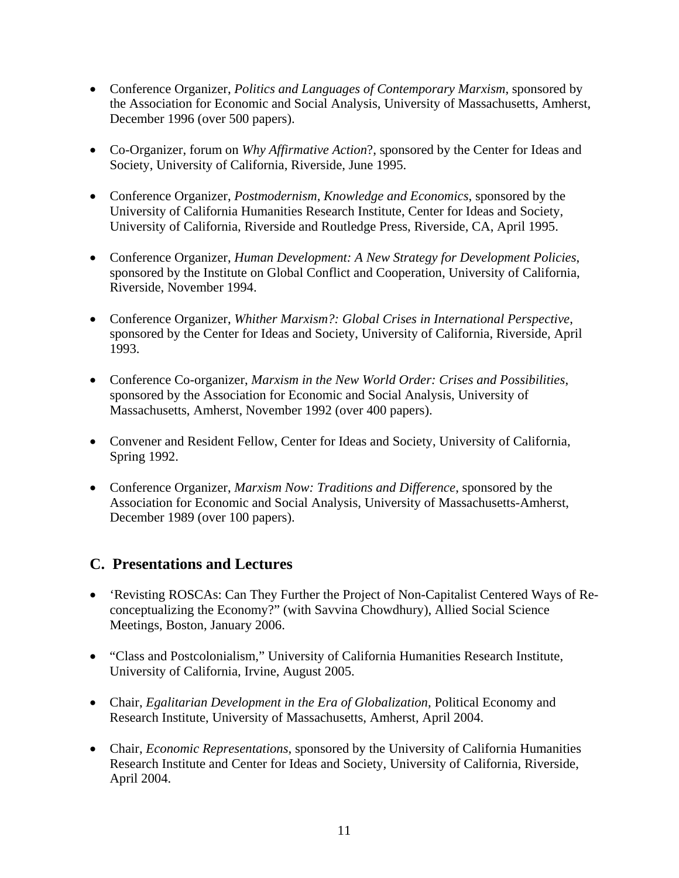- Conference Organizer, *Politics and Languages of Contemporary Marxism*, sponsored by the Association for Economic and Social Analysis, University of Massachusetts, Amherst, December 1996 (over 500 papers).

- Co-Organizer, forum on *Why Affirmative Action*?, sponsored by the Center for Ideas and Society, University of California, Riverside, June 1995.

- Conference Organizer, *Postmodernism, Knowledge and Economics*, sponsored by the University of California Humanities Research Institute, Center for Ideas and Society, University of California, Riverside and Routledge Press, Riverside, CA, April 1995.

- Conference Organizer, *Human Development: A New Strategy for Development Policies*, sponsored by the Institute on Global Conflict and Cooperation, University of California, Riverside, November 1994.

- Conference Organizer, *Whither Marxism?: Global Crises in International Perspective*, sponsored by the Center for Ideas and Society, University of California, Riverside, April 1993.

- Conference Co-organizer, *Marxism in the New World Order: Crises and Possibilities*, sponsored by the Association for Economic and Social Analysis, University of Massachusetts, Amherst, November 1992 (over 400 papers).

- Convener and Resident Fellow, Center for Ideas and Society, University of California, Spring 1992.

- Conference Organizer, *Marxism Now: Traditions and Difference*, sponsored by the Association for Economic and Social Analysis, University of Massachusetts-Amherst, December 1989 (over 100 papers).

## C. Presentations and Lectures

- 'Revisting ROSCAs: Can They Further the Project of Non-Capitalist Centered Ways of Re-conceptualizing the Economy?" (with Savvina Chowdhury), Allied Social Science Meetings, Boston, January 2006.

- "Class and Postcolonialism," University of California Humanities Research Institute, University of California, Irvine, August 2005.

- Chair, *Egalitarian Development in the Era of Globalization*, Political Economy and Research Institute, University of Massachusetts, Amherst, April 2004.

- Chair, *Economic Representations*, sponsored by the University of California Humanities Research Institute and Center for Ideas and Society, University of California, Riverside, April 2004.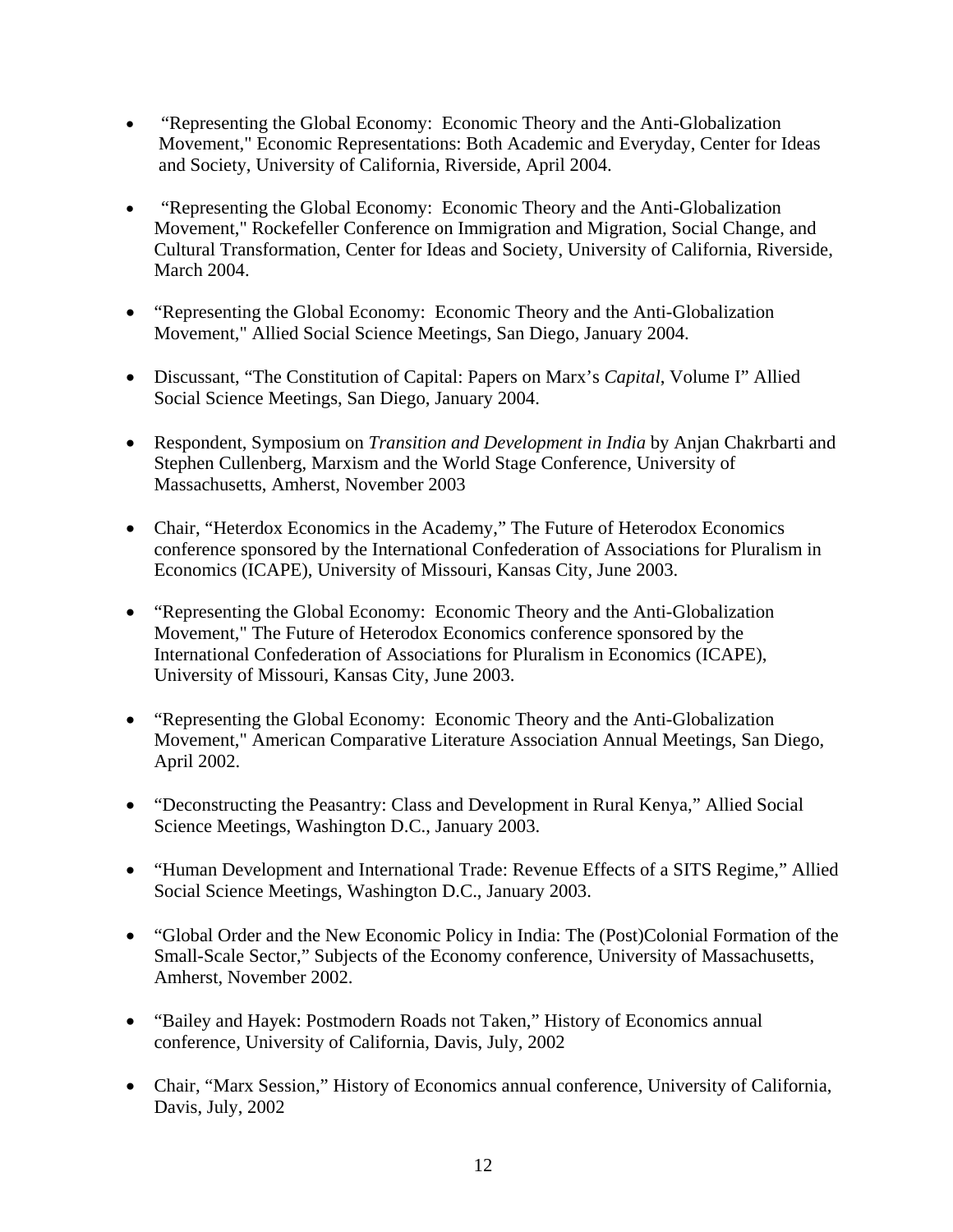- "Representing the Global Economy: Economic Theory and the Anti-Globalization Movement," Economic Representations: Both Academic and Everyday, Center for Ideas and Society, University of California, Riverside, April 2004.

- "Representing the Global Economy: Economic Theory and the Anti-Globalization Movement," Rockefeller Conference on Immigration and Migration, Social Change, and Cultural Transformation, Center for Ideas and Society, University of California, Riverside, March 2004.

- "Representing the Global Economy: Economic Theory and the Anti-Globalization Movement," Allied Social Science Meetings, San Diego, January 2004.

- Discussant, "The Constitution of Capital: Papers on Marx's *Capital*, Volume I" Allied Social Science Meetings, San Diego, January 2004.

- Respondent, Symposium on *Transition and Development in India* by Anjan Chakrbarti and Stephen Cullenberg, Marxism and the World Stage Conference, University of Massachusetts, Amherst, November 2003

- Chair, "Heterdox Economics in the Academy," The Future of Heterodox Economics conference sponsored by the International Confederation of Associations for Pluralism in Economics (ICAPE), University of Missouri, Kansas City, June 2003.

- "Representing the Global Economy: Economic Theory and the Anti-Globalization Movement," The Future of Heterodox Economics conference sponsored by the International Confederation of Associations for Pluralism in Economics (ICAPE), University of Missouri, Kansas City, June 2003.

- "Representing the Global Economy: Economic Theory and the Anti-Globalization Movement," American Comparative Literature Association Annual Meetings, San Diego, April 2002.

- "Deconstructing the Peasantry: Class and Development in Rural Kenya," Allied Social Science Meetings, Washington D.C., January 2003.

- "Human Development and International Trade: Revenue Effects of a SITS Regime," Allied Social Science Meetings, Washington D.C., January 2003.

- "Global Order and the New Economic Policy in India: The (Post)Colonial Formation of the Small-Scale Sector," Subjects of the Economy conference, University of Massachusetts, Amherst, November 2002.

- "Bailey and Hayek: Postmodern Roads not Taken," History of Economics annual conference, University of California, Davis, July, 2002

- Chair, "Marx Session," History of Economics annual conference, University of California, Davis, July, 2002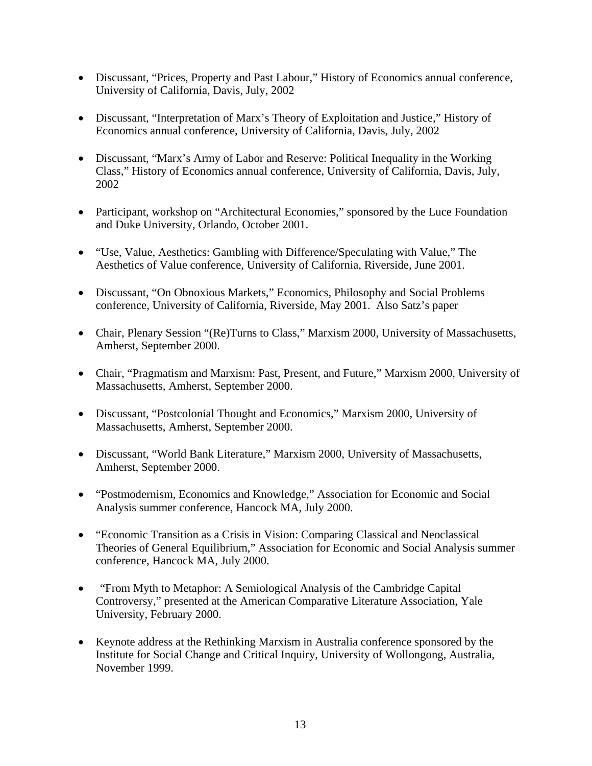- Discussant, "Prices, Property and Past Labour," History of Economics annual conference, University of California, Davis, July, 2002

- Discussant, "Interpretation of Marx's Theory of Exploitation and Justice," History of Economics annual conference, University of California, Davis, July, 2002

- Discussant, "Marx's Army of Labor and Reserve: Political Inequality in the Working Class," History of Economics annual conference, University of California, Davis, July, 2002

- Participant, workshop on "Architectural Economies," sponsored by the Luce Foundation and Duke University, Orlando, October 2001.

- "Use, Value, Aesthetics: Gambling with Difference/Speculating with Value," The Aesthetics of Value conference, University of California, Riverside, June 2001.

- Discussant, "On Obnoxious Markets," Economics, Philosophy and Social Problems conference, University of California, Riverside, May 2001. Also Satz's paper

- Chair, Plenary Session "(Re)Turns to Class," Marxism 2000, University of Massachusetts, Amherst, September 2000.

- Chair, "Pragmatism and Marxism: Past, Present, and Future," Marxism 2000, University of Massachusetts, Amherst, September 2000.

- Discussant, "Postcolonial Thought and Economics," Marxism 2000, University of Massachusetts, Amherst, September 2000.

- Discussant, "World Bank Literature," Marxism 2000, University of Massachusetts, Amherst, September 2000.

- "Postmodernism, Economics and Knowledge," Association for Economic and Social Analysis summer conference, Hancock MA, July 2000.

- "Economic Transition as a Crisis in Vision: Comparing Classical and Neoclassical Theories of General Equilibrium," Association for Economic and Social Analysis summer conference, Hancock MA, July 2000.

- "From Myth to Metaphor: A Semiological Analysis of the Cambridge Capital Controversy," presented at the American Comparative Literature Association, Yale University, February 2000.

- Keynote address at the Rethinking Marxism in Australia conference sponsored by the Institute for Social Change and Critical Inquiry, University of Wollongong, Australia, November 1999.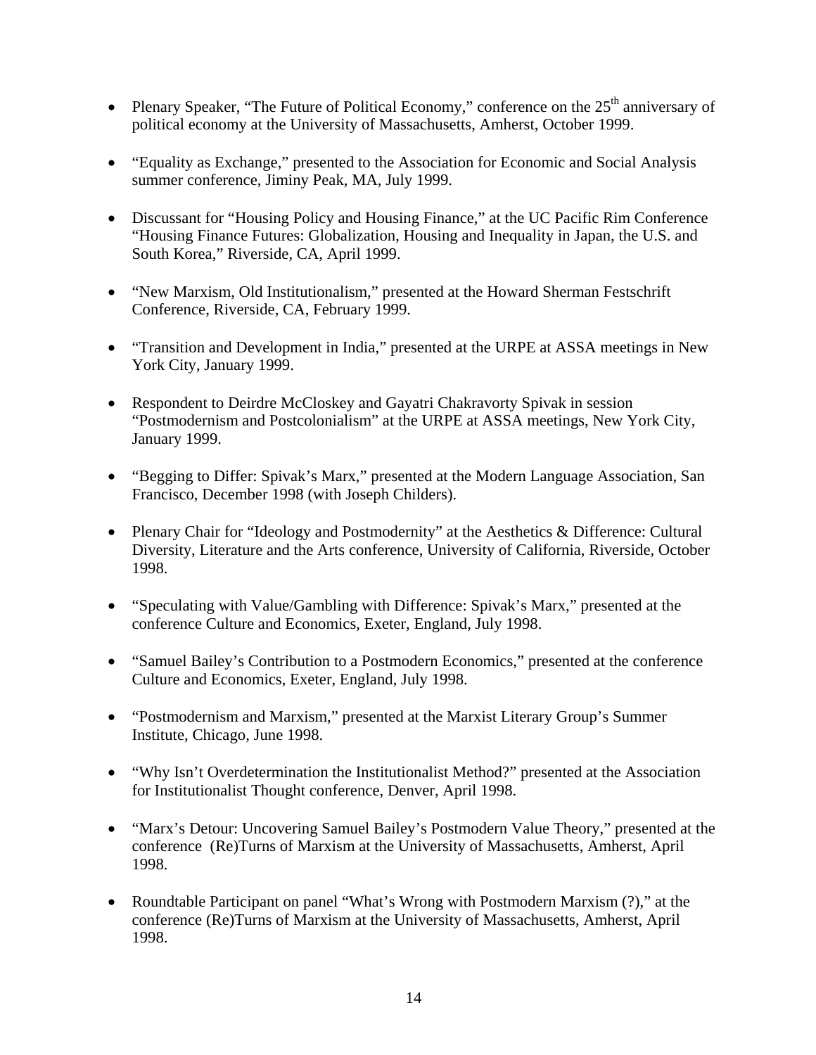- Plenary Speaker, "The Future of Political Economy," conference on the 25th anniversary of political economy at the University of Massachusetts, Amherst, October 1999.

- "Equality as Exchange," presented to the Association for Economic and Social Analysis summer conference, Jiminy Peak, MA, July 1999.

- Discussant for "Housing Policy and Housing Finance," at the UC Pacific Rim Conference "Housing Finance Futures: Globalization, Housing and Inequality in Japan, the U.S. and South Korea," Riverside, CA, April 1999.

- "New Marxism, Old Institutionalism," presented at the Howard Sherman Festschrift Conference, Riverside, CA, February 1999.

- "Transition and Development in India," presented at the URPE at ASSA meetings in New York City, January 1999.

- Respondent to Deirdre McCloskey and Gayatri Chakravorty Spivak in session "Postmodernism and Postcolonialism" at the URPE at ASSA meetings, New York City, January 1999.

- "Begging to Differ: Spivak's Marx," presented at the Modern Language Association, San Francisco, December 1998 (with Joseph Childers).

- Plenary Chair for "Ideology and Postmodernity" at the Aesthetics & Difference: Cultural Diversity, Literature and the Arts conference, University of California, Riverside, October 1998.

- "Speculating with Value/Gambling with Difference: Spivak's Marx," presented at the conference Culture and Economics, Exeter, England, July 1998.

- "Samuel Bailey's Contribution to a Postmodern Economics," presented at the conference Culture and Economics, Exeter, England, July 1998.

- "Postmodernism and Marxism," presented at the Marxist Literary Group's Summer Institute, Chicago, June 1998.

- "Why Isn't Overdetermination the Institutionalist Method?" presented at the Association for Institutionalist Thought conference, Denver, April 1998.

- "Marx's Detour: Uncovering Samuel Bailey's Postmodern Value Theory," presented at the conference (Re)Turns of Marxism at the University of Massachusetts, Amherst, April 1998.

- Roundtable Participant on panel "What's Wrong with Postmodern Marxism (?)," at the conference (Re)Turns of Marxism at the University of Massachusetts, Amherst, April 1998.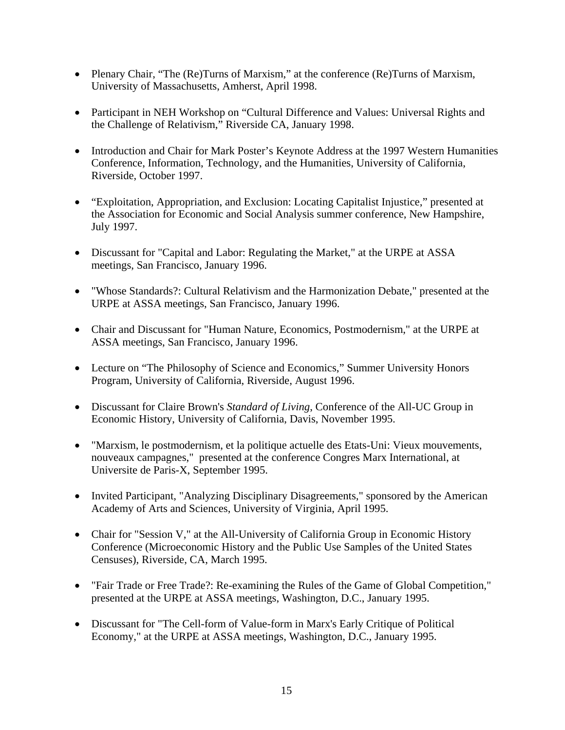- Plenary Chair, “The (Re)Turns of Marxism,” at the conference (Re)Turns of Marxism, University of Massachusetts, Amherst, April 1998.

- Participant in NEH Workshop on “Cultural Difference and Values: Universal Rights and the Challenge of Relativism,” Riverside CA, January 1998.

- Introduction and Chair for Mark Poster’s Keynote Address at the 1997 Western Humanities Conference, Information, Technology, and the Humanities, University of California, Riverside, October 1997.

- “Exploitation, Appropriation, and Exclusion: Locating Capitalist Injustice,” presented at the Association for Economic and Social Analysis summer conference, New Hampshire, July 1997.

- Discussant for "Capital and Labor: Regulating the Market," at the URPE at ASSA meetings, San Francisco, January 1996.

- "Whose Standards?: Cultural Relativism and the Harmonization Debate," presented at the URPE at ASSA meetings, San Francisco, January 1996.

- Chair and Discussant for "Human Nature, Economics, Postmodernism," at the URPE at ASSA meetings, San Francisco, January 1996.

- Lecture on “The Philosophy of Science and Economics,” Summer University Honors Program, University of California, Riverside, August 1996.

- Discussant for Claire Brown's *Standard of Living*, Conference of the All-UC Group in Economic History, University of California, Davis, November 1995.

- "Marxism, le postmodernism, et la politique actuelle des Etats-Uni: Vieux mouvements, nouveaux campagnes," presented at the conference Congres Marx International, at Universite de Paris-X, September 1995.

- Invited Participant, "Analyzing Disciplinary Disagreements," sponsored by the American Academy of Arts and Sciences, University of Virginia, April 1995.

- Chair for "Session V," at the All-University of California Group in Economic History Conference (Microeconomic History and the Public Use Samples of the United States Censuses), Riverside, CA, March 1995.

- "Fair Trade or Free Trade?: Re-examining the Rules of the Game of Global Competition," presented at the URPE at ASSA meetings, Washington, D.C., January 1995.

- Discussant for "The Cell-form of Value-form in Marx's Early Critique of Political Economy," at the URPE at ASSA meetings, Washington, D.C., January 1995.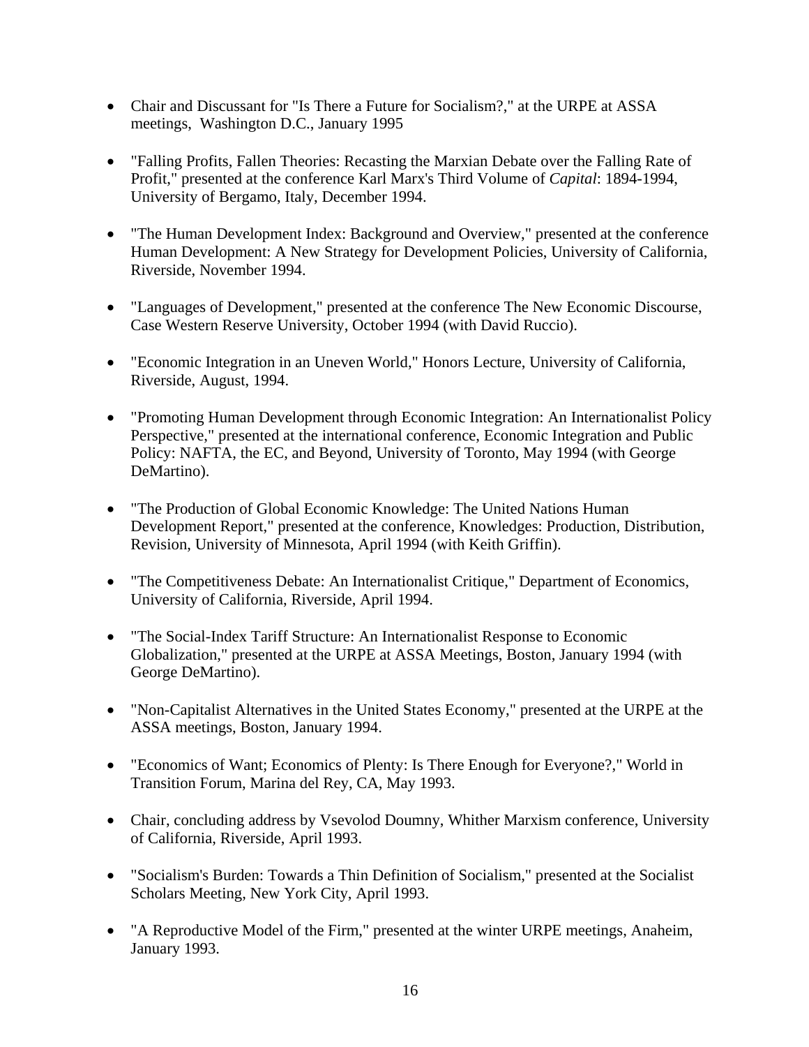- Chair and Discussant for "Is There a Future for Socialism?," at the URPE at ASSA meetings, Washington D.C., January 1995

- "Falling Profits, Fallen Theories: Recasting the Marxian Debate over the Falling Rate of Profit," presented at the conference Karl Marx's Third Volume of *Capital*: 1894-1994, University of Bergamo, Italy, December 1994.

- "The Human Development Index: Background and Overview," presented at the conference Human Development: A New Strategy for Development Policies, University of California, Riverside, November 1994.

- "Languages of Development," presented at the conference The New Economic Discourse, Case Western Reserve University, October 1994 (with David Ruccio).

- "Economic Integration in an Uneven World," Honors Lecture, University of California, Riverside, August, 1994.

- "Promoting Human Development through Economic Integration: An Internationalist Policy Perspective," presented at the international conference, Economic Integration and Public Policy: NAFTA, the EC, and Beyond, University of Toronto, May 1994 (with George DeMartino).

- "The Production of Global Economic Knowledge: The United Nations Human Development Report," presented at the conference, Knowledges: Production, Distribution, Revision, University of Minnesota, April 1994 (with Keith Griffin).

- "The Competitiveness Debate: An Internationalist Critique," Department of Economics, University of California, Riverside, April 1994.

- "The Social-Index Tariff Structure: An Internationalist Response to Economic Globalization," presented at the URPE at ASSA Meetings, Boston, January 1994 (with George DeMartino).

- "Non-Capitalist Alternatives in the United States Economy," presented at the URPE at the ASSA meetings, Boston, January 1994.

- "Economics of Want; Economics of Plenty: Is There Enough for Everyone?," World in Transition Forum, Marina del Rey, CA, May 1993.

- Chair, concluding address by Vsevolod Doumny, Whither Marxism conference, University of California, Riverside, April 1993.

- "Socialism's Burden: Towards a Thin Definition of Socialism," presented at the Socialist Scholars Meeting, New York City, April 1993.

- "A Reproductive Model of the Firm," presented at the winter URPE meetings, Anaheim, January 1993.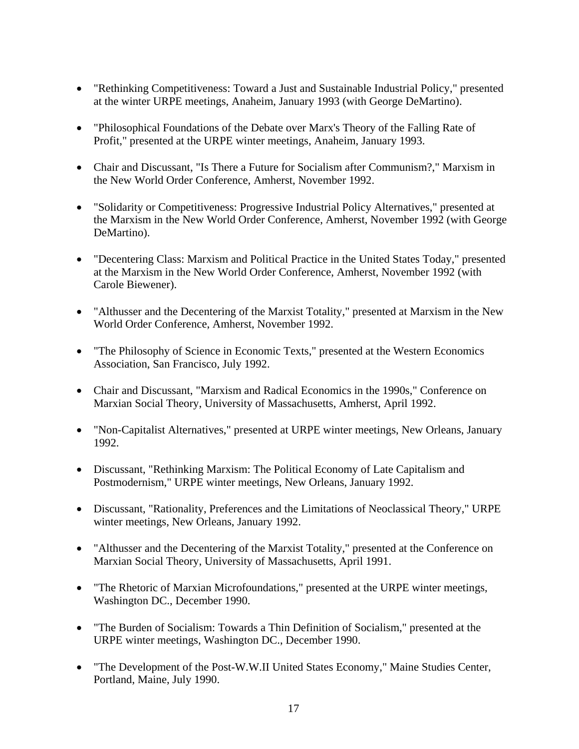- "Rethinking Competitiveness: Toward a Just and Sustainable Industrial Policy," presented at the winter URPE meetings, Anaheim, January 1993 (with George DeMartino).
- "Philosophical Foundations of the Debate over Marx's Theory of the Falling Rate of Profit," presented at the URPE winter meetings, Anaheim, January 1993.
- Chair and Discussant, "Is There a Future for Socialism after Communism?," Marxism in the New World Order Conference, Amherst, November 1992.
- "Solidarity or Competitiveness: Progressive Industrial Policy Alternatives," presented at the Marxism in the New World Order Conference, Amherst, November 1992 (with George DeMartino).
- "Decentering Class: Marxism and Political Practice in the United States Today," presented at the Marxism in the New World Order Conference, Amherst, November 1992 (with Carole Biewener).
- "Althusser and the Decentering of the Marxist Totality," presented at Marxism in the New World Order Conference, Amherst, November 1992.
- "The Philosophy of Science in Economic Texts," presented at the Western Economics Association, San Francisco, July 1992.
- Chair and Discussant, "Marxism and Radical Economics in the 1990s," Conference on Marxian Social Theory, University of Massachusetts, Amherst, April 1992.
- "Non-Capitalist Alternatives," presented at URPE winter meetings, New Orleans, January 1992.
- Discussant, "Rethinking Marxism: The Political Economy of Late Capitalism and Postmodernism," URPE winter meetings, New Orleans, January 1992.
- Discussant, "Rationality, Preferences and the Limitations of Neoclassical Theory," URPE winter meetings, New Orleans, January 1992.
- "Althusser and the Decentering of the Marxist Totality," presented at the Conference on Marxian Social Theory, University of Massachusetts, April 1991.
- "The Rhetoric of Marxian Microfoundations," presented at the URPE winter meetings, Washington DC., December 1990.
- "The Burden of Socialism: Towards a Thin Definition of Socialism," presented at the URPE winter meetings, Washington DC., December 1990.
- "The Development of the Post-W.W.II United States Economy," Maine Studies Center, Portland, Maine, July 1990.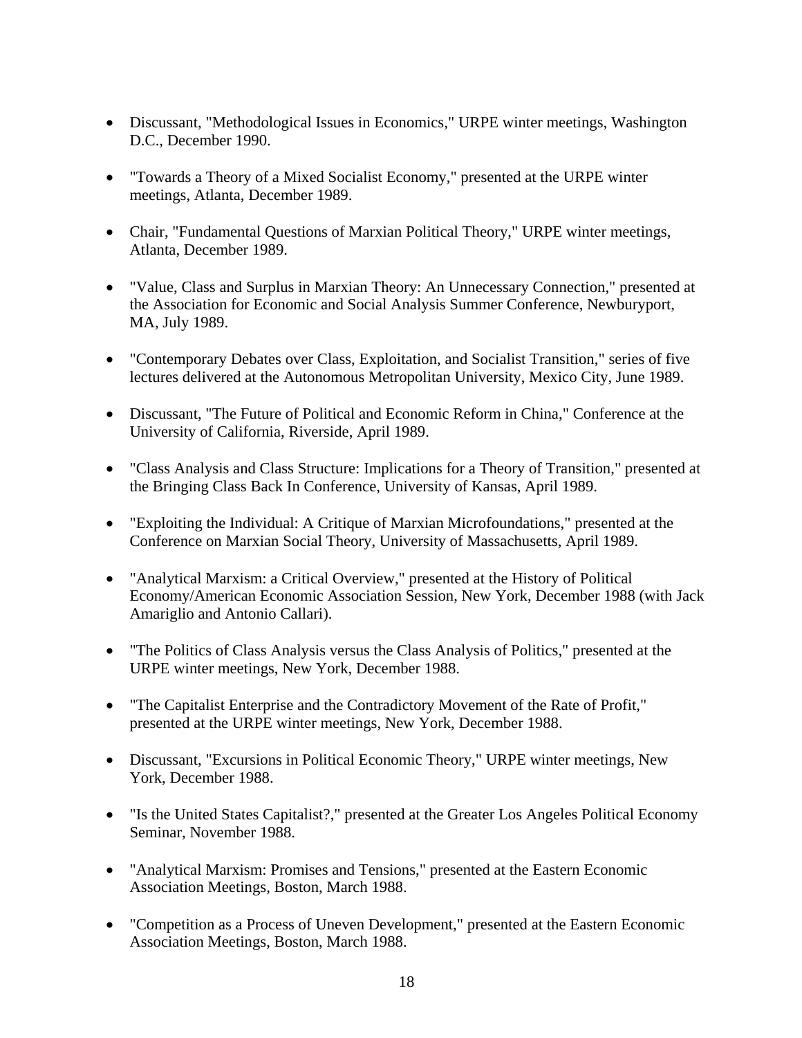- Discussant, "Methodological Issues in Economics," URPE winter meetings, Washington D.C., December 1990.

- "Towards a Theory of a Mixed Socialist Economy," presented at the URPE winter meetings, Atlanta, December 1989.

- Chair, "Fundamental Questions of Marxian Political Theory," URPE winter meetings, Atlanta, December 1989.

- "Value, Class and Surplus in Marxian Theory: An Unnecessary Connection," presented at the Association for Economic and Social Analysis Summer Conference, Newburyport, MA, July 1989.

- "Contemporary Debates over Class, Exploitation, and Socialist Transition," series of five lectures delivered at the Autonomous Metropolitan University, Mexico City, June 1989.

- Discussant, "The Future of Political and Economic Reform in China," Conference at the University of California, Riverside, April 1989.

- "Class Analysis and Class Structure: Implications for a Theory of Transition," presented at the Bringing Class Back In Conference, University of Kansas, April 1989.

- "Exploiting the Individual: A Critique of Marxian Microfoundations," presented at the Conference on Marxian Social Theory, University of Massachusetts, April 1989.

- "Analytical Marxism: a Critical Overview," presented at the History of Political Economy/American Economic Association Session, New York, December 1988 (with Jack Amariglio and Antonio Callari).

- "The Politics of Class Analysis versus the Class Analysis of Politics," presented at the URPE winter meetings, New York, December 1988.

- "The Capitalist Enterprise and the Contradictory Movement of the Rate of Profit," presented at the URPE winter meetings, New York, December 1988.

- Discussant, "Excursions in Political Economic Theory," URPE winter meetings, New York, December 1988.

- "Is the United States Capitalist?," presented at the Greater Los Angeles Political Economy Seminar, November 1988.

- "Analytical Marxism: Promises and Tensions," presented at the Eastern Economic Association Meetings, Boston, March 1988.

- "Competition as a Process of Uneven Development," presented at the Eastern Economic Association Meetings, Boston, March 1988.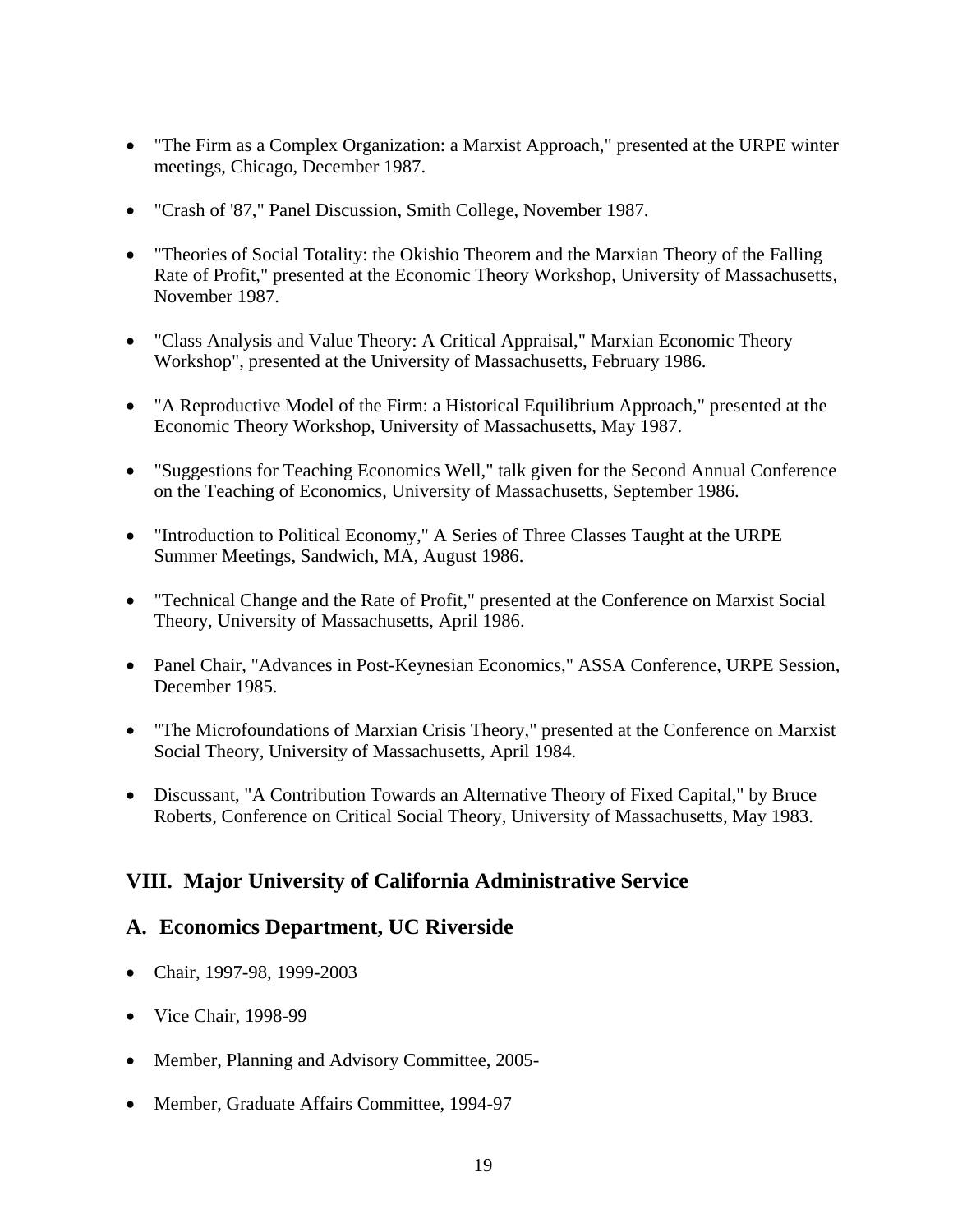- "The Firm as a Complex Organization: a Marxist Approach," presented at the URPE winter meetings, Chicago, December 1987.

- "Crash of '87," Panel Discussion, Smith College, November 1987.

- "Theories of Social Totality: the Okishio Theorem and the Marxian Theory of the Falling Rate of Profit," presented at the Economic Theory Workshop, University of Massachusetts, November 1987.

- "Class Analysis and Value Theory: A Critical Appraisal," Marxian Economic Theory Workshop", presented at the University of Massachusetts, February 1986.

- "A Reproductive Model of the Firm: a Historical Equilibrium Approach," presented at the Economic Theory Workshop, University of Massachusetts, May 1987.

- "Suggestions for Teaching Economics Well," talk given for the Second Annual Conference on the Teaching of Economics, University of Massachusetts, September 1986.

- "Introduction to Political Economy," A Series of Three Classes Taught at the URPE Summer Meetings, Sandwich, MA, August 1986.

- "Technical Change and the Rate of Profit," presented at the Conference on Marxist Social Theory, University of Massachusetts, April 1986.

- Panel Chair, "Advances in Post-Keynesian Economics," ASSA Conference, URPE Session, December 1985.

- "The Microfoundations of Marxian Crisis Theory," presented at the Conference on Marxist Social Theory, University of Massachusetts, April 1984.

- Discussant, "A Contribution Towards an Alternative Theory of Fixed Capital," by Bruce Roberts, Conference on Critical Social Theory, University of Massachusetts, May 1983.

## VIII. Major University of California Administrative Service

## A. Economics Department, UC Riverside

- Chair, 1997-98, 1999-2003

- Vice Chair, 1998-99

- Member, Planning and Advisory Committee, 2005-

- Member, Graduate Affairs Committee, 1994-97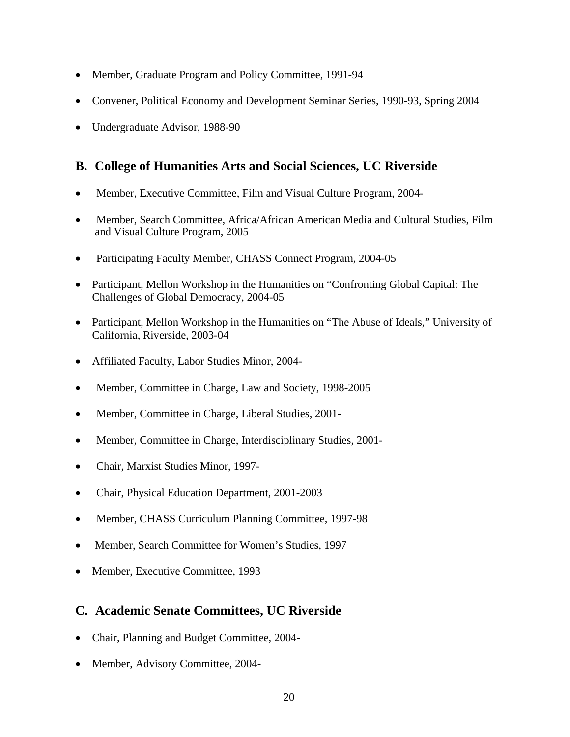- Member, Graduate Program and Policy Committee, 1991-94
- Convener, Political Economy and Development Seminar Series, 1990-93, Spring 2004
- Undergraduate Advisor, 1988-90

## B. College of Humanities Arts and Social Sciences, UC Riverside

- Member, Executive Committee, Film and Visual Culture Program, 2004-
- Member, Search Committee, Africa/African American Media and Cultural Studies, Film and Visual Culture Program, 2005
- Participating Faculty Member, CHASS Connect Program, 2004-05
- Participant, Mellon Workshop in the Humanities on "Confronting Global Capital: The Challenges of Global Democracy, 2004-05
- Participant, Mellon Workshop in the Humanities on "The Abuse of Ideals," University of California, Riverside, 2003-04
- Affiliated Faculty, Labor Studies Minor, 2004-
- Member, Committee in Charge, Law and Society, 1998-2005
- Member, Committee in Charge, Liberal Studies, 2001-
- Member, Committee in Charge, Interdisciplinary Studies, 2001-
- Chair, Marxist Studies Minor, 1997-
- Chair, Physical Education Department, 2001-2003
- Member, CHASS Curriculum Planning Committee, 1997-98
- Member, Search Committee for Women's Studies, 1997
- Member, Executive Committee, 1993

## C. Academic Senate Committees, UC Riverside

- Chair, Planning and Budget Committee, 2004-
- Member, Advisory Committee, 2004-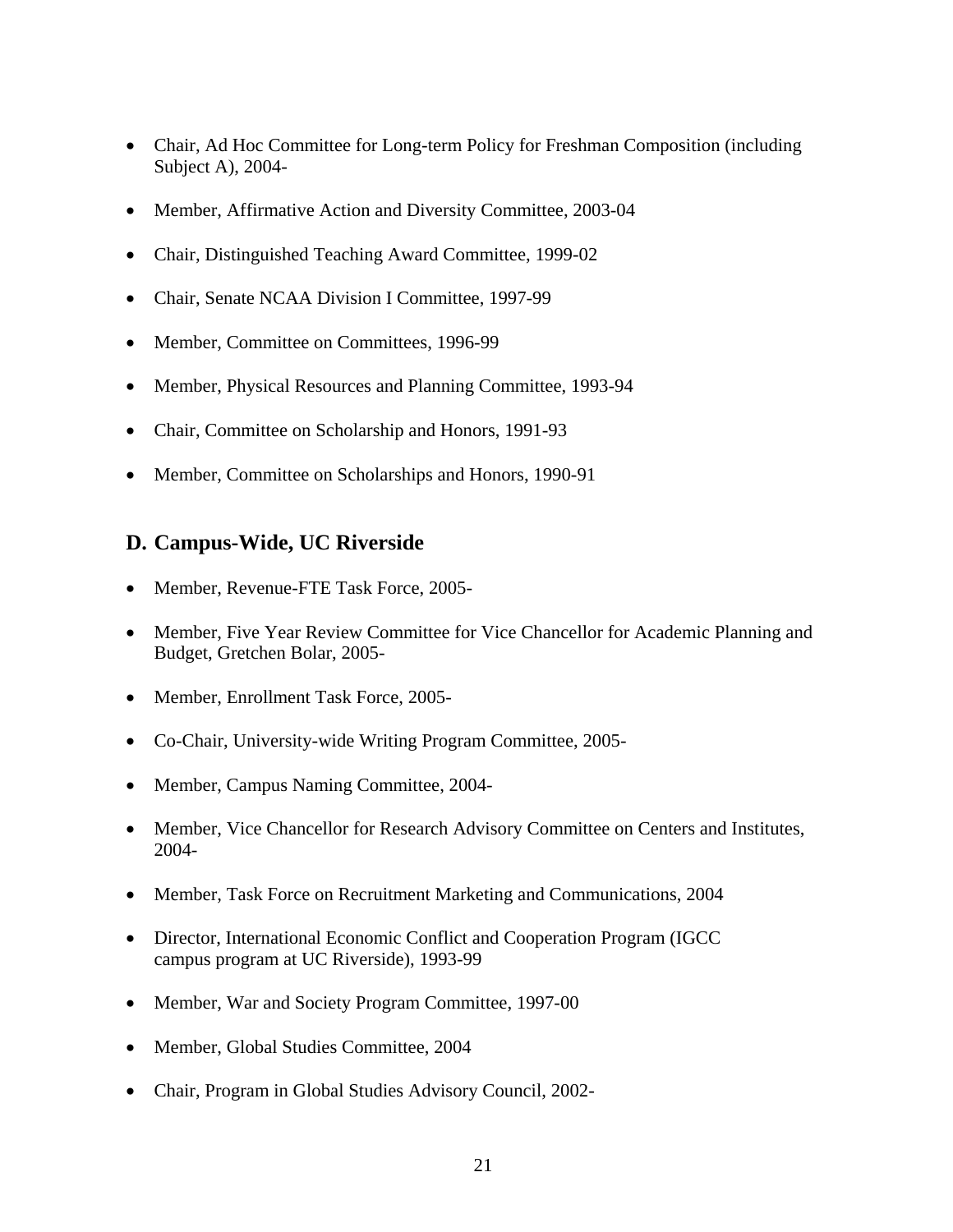- Chair, Ad Hoc Committee for Long-term Policy for Freshman Composition (including Subject A), 2004-
- Member, Affirmative Action and Diversity Committee, 2003-04
- Chair, Distinguished Teaching Award Committee, 1999-02
- Chair, Senate NCAA Division I Committee, 1997-99
- Member, Committee on Committees, 1996-99
- Member, Physical Resources and Planning Committee, 1993-94
- Chair, Committee on Scholarship and Honors, 1991-93
- Member, Committee on Scholarships and Honors, 1990-91

## D. Campus-Wide, UC Riverside

- Member, Revenue-FTE Task Force, 2005-
- Member, Five Year Review Committee for Vice Chancellor for Academic Planning and Budget, Gretchen Bolar, 2005-
- Member, Enrollment Task Force, 2005-
- Co-Chair, University-wide Writing Program Committee, 2005-
- Member, Campus Naming Committee, 2004-
- Member, Vice Chancellor for Research Advisory Committee on Centers and Institutes, 2004-
- Member, Task Force on Recruitment Marketing and Communications, 2004
- Director, International Economic Conflict and Cooperation Program (IGCC campus program at UC Riverside), 1993-99
- Member, War and Society Program Committee, 1997-00
- Member, Global Studies Committee, 2004
- Chair, Program in Global Studies Advisory Council, 2002-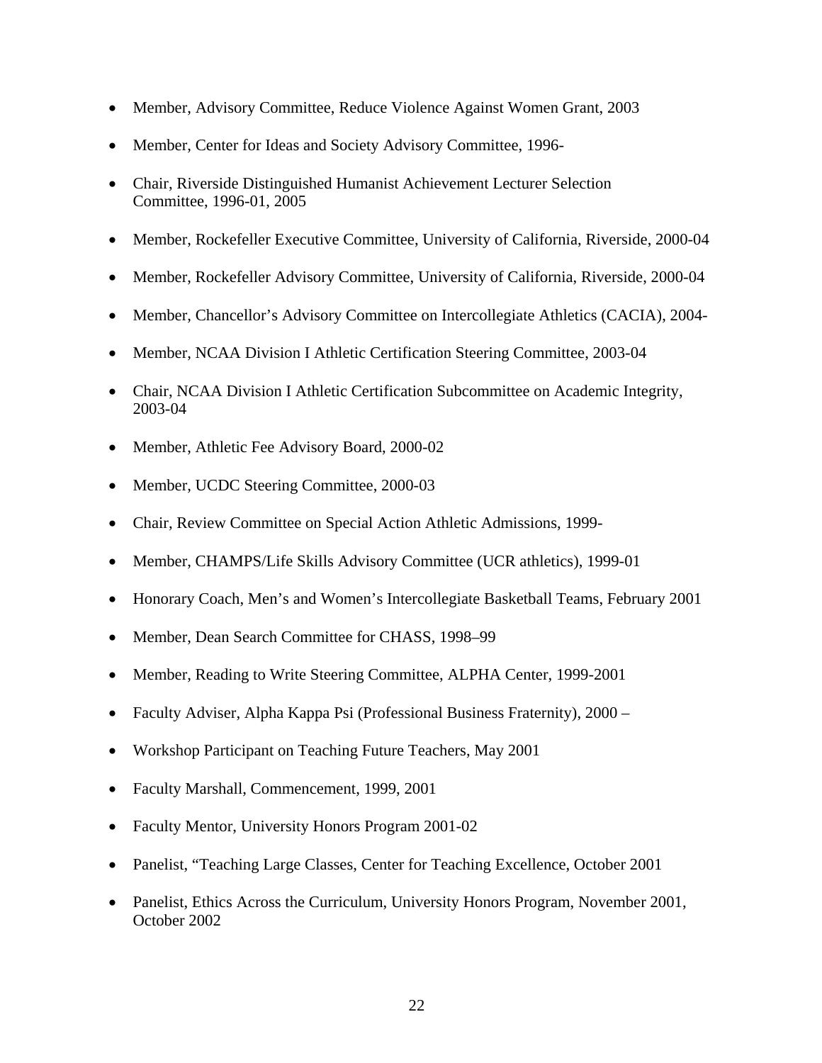- Member, Advisory Committee, Reduce Violence Against Women Grant, 2003
- Member, Center for Ideas and Society Advisory Committee, 1996-
- Chair, Riverside Distinguished Humanist Achievement Lecturer Selection Committee, 1996-01, 2005
- Member, Rockefeller Executive Committee, University of California, Riverside, 2000-04
- Member, Rockefeller Advisory Committee, University of California, Riverside, 2000-04
- Member, Chancellor's Advisory Committee on Intercollegiate Athletics (CACIA), 2004-
- Member, NCAA Division I Athletic Certification Steering Committee, 2003-04
- Chair, NCAA Division I Athletic Certification Subcommittee on Academic Integrity, 2003-04
- Member, Athletic Fee Advisory Board, 2000-02
- Member, UCDC Steering Committee, 2000-03
- Chair, Review Committee on Special Action Athletic Admissions, 1999-
- Member, CHAMPS/Life Skills Advisory Committee (UCR athletics), 1999-01
- Honorary Coach, Men's and Women's Intercollegiate Basketball Teams, February 2001
- Member, Dean Search Committee for CHASS, 1998–99
- Member, Reading to Write Steering Committee, ALPHA Center, 1999-2001
- Faculty Adviser, Alpha Kappa Psi (Professional Business Fraternity), 2000 –
- Workshop Participant on Teaching Future Teachers, May 2001
- Faculty Marshall, Commencement, 1999, 2001
- Faculty Mentor, University Honors Program 2001-02
- Panelist, "Teaching Large Classes, Center for Teaching Excellence, October 2001
- Panelist, Ethics Across the Curriculum, University Honors Program, November 2001, October 2002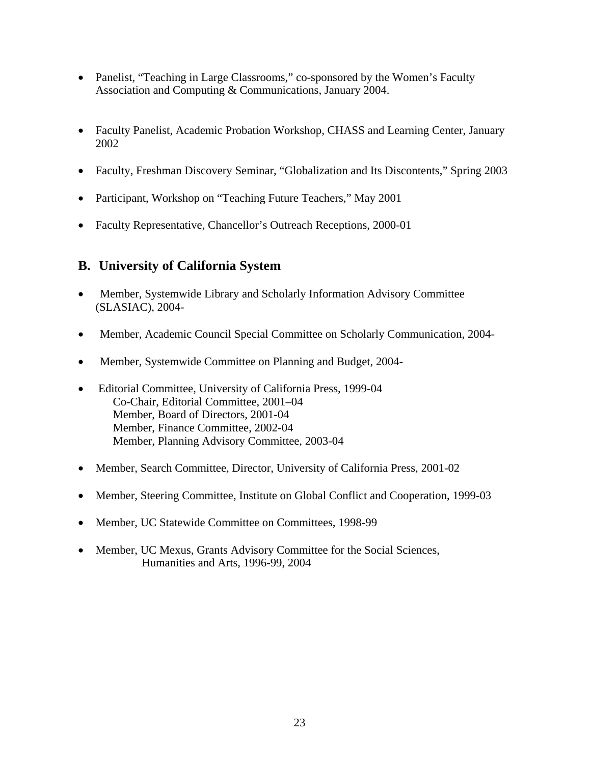- Panelist, "Teaching in Large Classrooms," co-sponsored by the Women's Faculty Association and Computing & Communications, January 2004.

- Faculty Panelist, Academic Probation Workshop, CHASS and Learning Center, January 2002

- Faculty, Freshman Discovery Seminar, "Globalization and Its Discontents," Spring 2003

- Participant, Workshop on "Teaching Future Teachers," May 2001

- Faculty Representative, Chancellor's Outreach Receptions, 2000-01

## B. University of California System

- Member, Systemwide Library and Scholarly Information Advisory Committee (SLASIAC), 2004-

- Member, Academic Council Special Committee on Scholarly Communication, 2004-

- Member, Systemwide Committee on Planning and Budget, 2004-

- Editorial Committee, University of California Press, 1999-04
  - Co-Chair, Editorial Committee, 2001–04
  - Member, Board of Directors, 2001-04
  - Member, Finance Committee, 2002-04
  - Member, Planning Advisory Committee, 2003-04

- Member, Search Committee, Director, University of California Press, 2001-02

- Member, Steering Committee, Institute on Global Conflict and Cooperation, 1999-03

- Member, UC Statewide Committee on Committees, 1998-99

- Member, UC Mexus, Grants Advisory Committee for the Social Sciences, Humanities and Arts, 1996-99, 2004